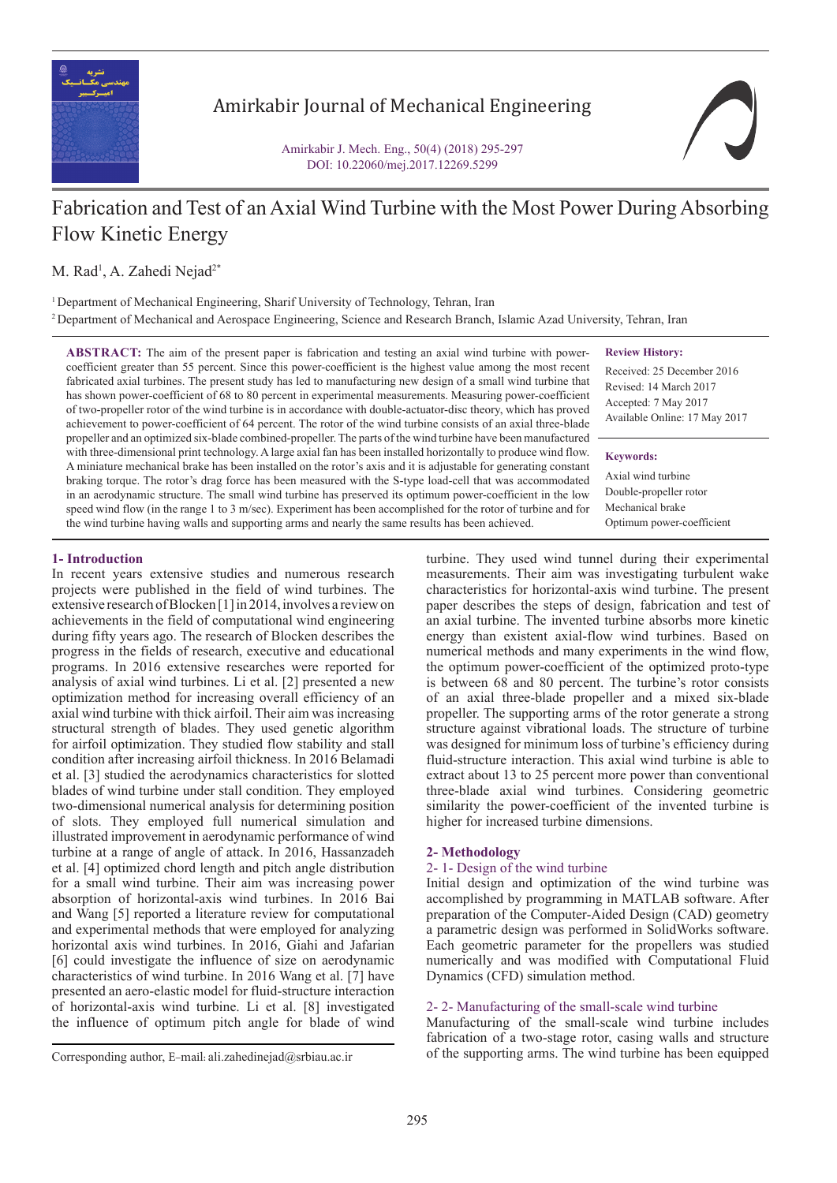# Fabrication and Test of an Axial Wind Turbine with the Most Power During Absorbing Flow Kinetic Energy

M. Rad[1], A. Zahedi Nejad[2*]

[1] Department of Mechanical Engineering, Sharif University of Technology, Tehran, Iran

[2] Department of Mechanical and Aerospace Engineering, Science and Research Branch, Islamic Azad University, Tehran, Iran

**ABSTRACT:** The aim of the present paper is fabrication and testing an axial wind turbine with power-coefficient greater than 55 percent. Since this power-coefficient is the highest value among the most recent fabricated axial turbines. The present study has led to manufacturing new design of a small wind turbine that has shown power-coefficient of 68 to 80 percent in experimental measurements. Measuring power-coefficient of two-propeller rotor of the wind turbine is in accordance with double-actuator-disc theory, which has proved achievement to power-coefficient of 64 percent. The rotor of the wind turbine consists of an axial three-blade propeller and an optimized six-blade combined-propeller. The parts of the wind turbine have been manufactured with three-dimensional print technology. A large axial fan has been installed horizontally to produce wind flow. A miniature mechanical brake has been installed on the rotor's axis and it is adjustable for generating constant braking torque. The rotor's drag force has been measured with the S-type load-cell that was accommodated in an aerodynamic structure. The small wind turbine has preserved its optimum power-coefficient in the low speed wind flow (in the range 1 to 3 m/sec). Experiment has been accomplished for the rotor of turbine and for the wind turbine having walls and supporting arms and nearly the same results has been achieved.

**Review History:**

Received: 25 December 2016
Revised: 14 March 2017
Accepted: 7 May 2017
Available Online: 17 May 2017

**Keywords:**

Axial wind turbine
Double-propeller rotor
Mechanical brake
Optimum power-coefficient

## 1- Introduction

In recent years extensive studies and numerous research projects were published in the field of wind turbines. The extensive research of Blocken [1] in 2014, involves a review on achievements in the field of computational wind engineering during fifty years ago. The research of Blocken describes the progress in the fields of research, executive and educational programs. In 2016 extensive researches were reported for analysis of axial wind turbines. Li et al. [2] presented a new optimization method for increasing overall efficiency of an axial wind turbine with thick airfoil. Their aim was increasing structural strength of blades. They used genetic algorithm for airfoil optimization. They studied flow stability and stall condition after increasing airfoil thickness. In 2016 Belamadi et al. [3] studied the aerodynamics characteristics for slotted blades of wind turbine under stall condition. They employed two-dimensional numerical analysis for determining position of slots. They employed full numerical simulation and illustrated improvement in aerodynamic performance of wind turbine at a range of angle of attack. In 2016, Hassanzadeh et al. [4] optimized chord length and pitch angle distribution for a small wind turbine. Their aim was increasing power absorption of horizontal-axis wind turbines. In 2016 Bai and Wang [5] reported a literature review for computational and experimental methods that were employed for analyzing horizontal axis wind turbines. In 2016, Giahi and Jafarian [6] could investigate the influence of size on aerodynamic characteristics of wind turbine. In 2016 Wang et al. [7] have presented an aero-elastic model for fluid-structure interaction of horizontal-axis wind turbine. Li et al. [8] investigated the influence of optimum pitch angle for blade of wind turbine. They used wind tunnel during their experimental measurements. Their aim was investigating turbulent wake characteristics for horizontal-axis wind turbine. The present paper describes the steps of design, fabrication and test of an axial turbine. The invented turbine absorbs more kinetic energy than existent axial-flow wind turbines. Based on numerical methods and many experiments in the wind flow, the optimum power-coefficient of the optimized proto-type is between 68 and 80 percent. The turbine's rotor consists of an axial three-blade propeller and a mixed six-blade propeller. The supporting arms of the rotor generate a strong structure against vibrational loads. The structure of turbine was designed for minimum loss of turbine's efficiency during fluid-structure interaction. This axial wind turbine is able to extract about 13 to 25 percent more power than conventional three-blade axial wind turbines. Considering geometric similarity the power-coefficient of the invented turbine is higher for increased turbine dimensions.

## 2- Methodology

### 2- 1- Design of the wind turbine

Initial design and optimization of the wind turbine was accomplished by programming in MATLAB software. After preparation of the Computer-Aided Design (CAD) geometry a parametric design was performed in SolidWorks software. Each geometric parameter for the propellers was studied numerically and was modified with Computational Fluid Dynamics (CFD) simulation method.

### 2- 2- Manufacturing of the small-scale wind turbine

Manufacturing of the small-scale wind turbine includes fabrication of a two-stage rotor, casing walls and structure of the supporting arms. The wind turbine has been equipped

Corresponding author, E-mail: ali.zahedinejad@srbiau.ac.ir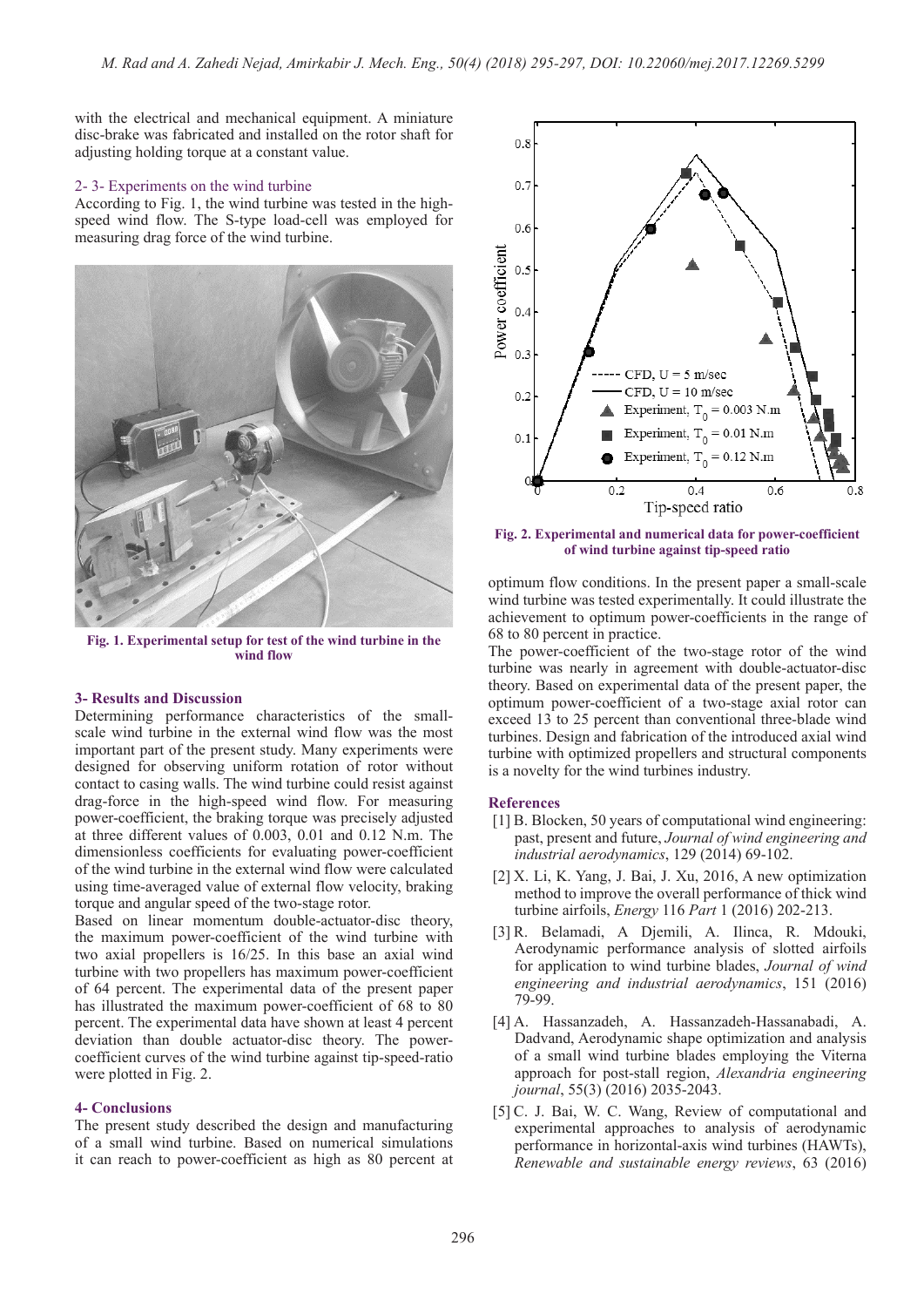with the electrical and mechanical equipment. A miniature disc-brake was fabricated and installed on the rotor shaft for adjusting holding torque at a constant value.

### 2- 3- Experiments on the wind turbine

According to Fig. 1, the wind turbine was tested in the high-speed wind flow. The S-type load-cell was employed for measuring drag force of the wind turbine.

**Fig. 1. Experimental setup for test of the wind turbine in the wind flow**

## 3- Results and Discussion

Determining performance characteristics of the small-scale wind turbine in the external wind flow was the most important part of the present study. Many experiments were designed for observing uniform rotation of rotor without contact to casing walls. The wind turbine could resist against drag-force in the high-speed wind flow. For measuring power-coefficient, the braking torque was precisely adjusted at three different values of 0.003, 0.01 and 0.12 N.m. The dimensionless coefficients for evaluating power-coefficient of the wind turbine in the external wind flow were calculated using time-averaged value of external flow velocity, braking torque and angular speed of the two-stage rotor.

Based on linear momentum double-actuator-disc theory, the maximum power-coefficient of the wind turbine with two axial propellers is 16/25. In this base an axial wind turbine with two propellers has maximum power-coefficient of 64 percent. The experimental data of the present paper has illustrated the maximum power-coefficient of 68 to 80 percent. The experimental data have shown at least 4 percent deviation than double actuator-disc theory. The power-coefficient curves of the wind turbine against tip-speed-ratio were plotted in Fig. 2.

**Fig. 2. Experimental and numerical data for power-coefficient of wind turbine against tip-speed ratio**

## 4- Conclusions

The present study described the design and manufacturing of a small wind turbine. Based on numerical simulations it can reach to power-coefficient as high as 80 percent at optimum flow conditions. In the present paper a small-scale wind turbine was tested experimentally. It could illustrate the achievement to optimum power-coefficients in the range of 68 to 80 percent in practice.

The power-coefficient of the two-stage rotor of the wind turbine was nearly in agreement with double-actuator-disc theory. Based on experimental data of the present paper, the optimum power-coefficient of a two-stage axial rotor can exceed 13 to 25 percent than conventional three-blade wind turbines. Design and fabrication of the introduced axial wind turbine with optimized propellers and structural components is a novelty for the wind turbines industry.

## References

[1] B. Blocken, 50 years of computational wind engineering: past, present and future, *Journal of wind engineering and industrial aerodynamics*, 129 (2014) 69-102.

[2] X. Li, K. Yang, J. Bai, J. Xu, 2016, A new optimization method to improve the overall performance of thick wind turbine airfoils, *Energy* 116 *Part* 1 (2016) 202-213.

[3] R. Belamadi, A Djemili, A. Ilinca, R. Mdouki, Aerodynamic performance analysis of slotted airfoils for application to wind turbine blades, *Journal of wind engineering and industrial aerodynamics*, 151 (2016) 79-99.

[4] A. Hassanzadeh, A. Hassanzadeh-Hassanabadi, A. Dadvand, Aerodynamic shape optimization and analysis of a small wind turbine blades employing the Viterna approach for post-stall region, *Alexandria engineering journal*, 55(3) (2016) 2035-2043.

[5] C. J. Bai, W. C. Wang, Review of computational and experimental approaches to analysis of aerodynamic performance in horizontal-axis wind turbines (HAWTs), *Renewable and sustainable energy reviews*, 63 (2016)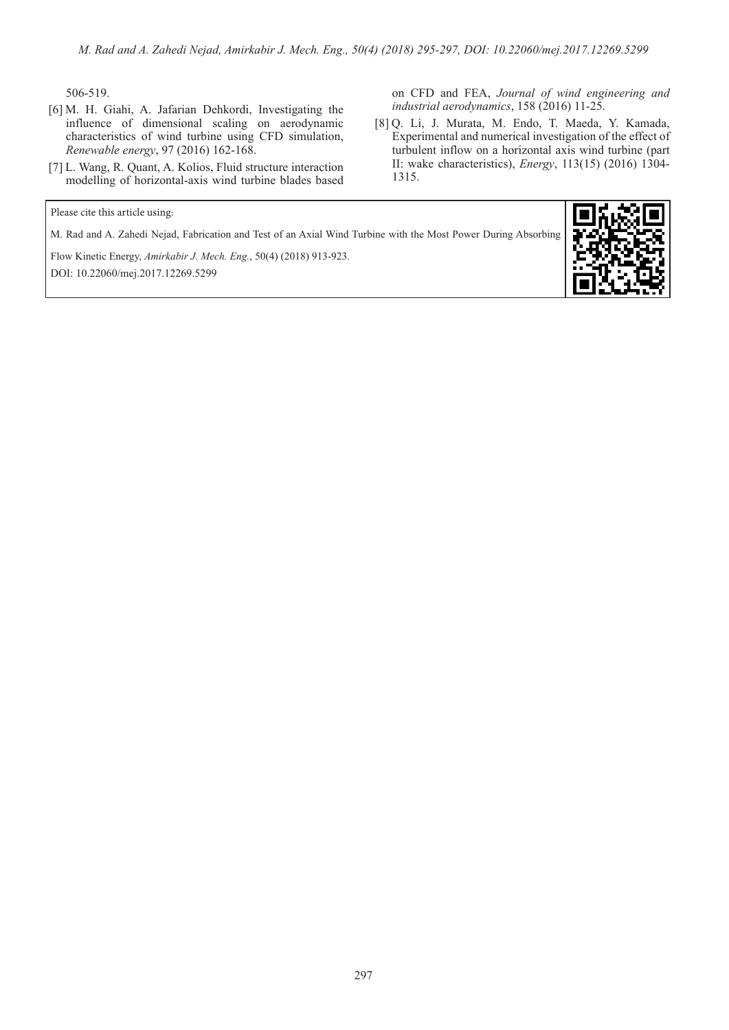506-519.

[6] M. H. Giahi, A. Jafarian Dehkordi, Investigating the influence of dimensional scaling on aerodynamic characteristics of wind turbine using CFD simulation, *Renewable energy*, 97 (2016) 162-168.

[7] L. Wang, R. Quant, A. Kolios, Fluid structure interaction modelling of horizontal-axis wind turbine blades based on CFD and FEA, *Journal of wind engineering and industrial aerodynamics*, 158 (2016) 11-25.

[8] Q. Li, J. Murata, M. Endo, T. Maeda, Y. Kamada, Experimental and numerical investigation of the effect of turbulent inflow on a horizontal axis wind turbine (part II: wake characteristics), *Energy*, 113(15) (2016) 1304-1315.

Please cite this article using:

M. Rad and A. Zahedi Nejad, Fabrication and Test of an Axial Wind Turbine with the Most Power During Absorbing Flow Kinetic Energy, *Amirkabir J. Mech. Eng.*, 50(4) (2018) 913-923.

DOI: 10.22060/mej.2017.12269.5299